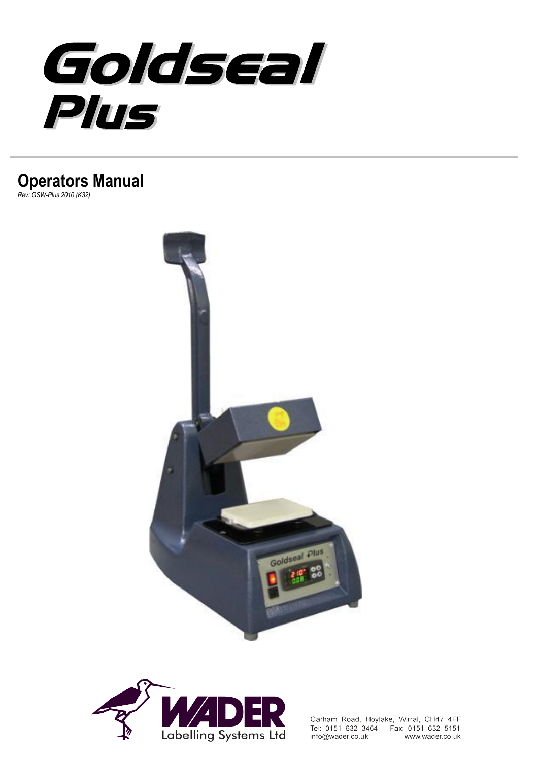# Goldseal Plus

## Operators Manual

*Rev: GSW-Plus 2010 (K32)*

WADER Labelling Systems Ltd

Carham Road, Hoylake, Wirral, CH47 4FF
Tel: 0151 632 3464, Fax: 0151 632 5151
info@wader.co.uk www.wader.co.uk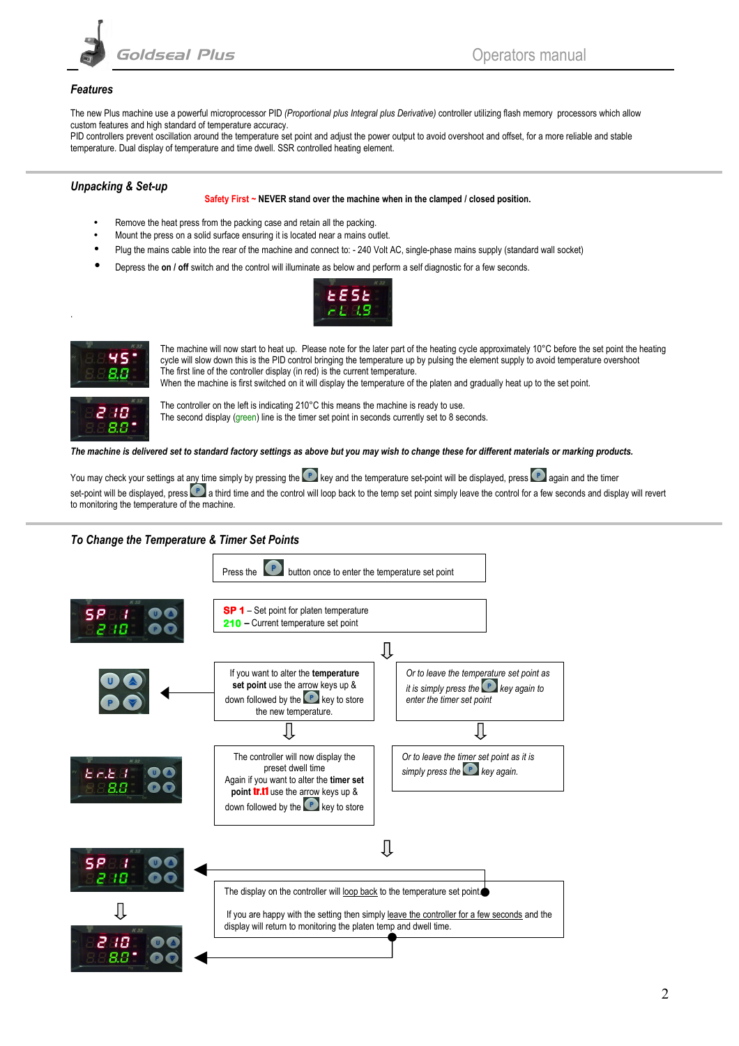## Features

The new Plus machine use a powerful microprocessor PID *(Proportional plus Integral plus Derivative)* controller utilizing flash memory processors which allow custom features and high standard of temperature accuracy.
PID controllers prevent oscillation around the temperature set point and adjust the power output to avoid overshoot and offset, for a more reliable and stable temperature. Dual display of temperature and time dwell. SSR controlled heating element.

## Unpacking & Set-up

**Safety First ~ NEVER stand over the machine when in the clamped / closed position.**

- Remove the heat press from the packing case and retain all the packing.
- Mount the press on a solid surface ensuring it is located near a mains outlet.
- Plug the mains cable into the rear of the machine and connect to: - 240 Volt AC, single-phase mains supply (standard wall socket)
- Depress the **on / off** switch and the control will illuminate as below and perform a self diagnostic for a few seconds.

The machine will now start to heat up. Please note for the later part of the heating cycle approximately 10°C before the set point the heating cycle will slow down this is the PID control bringing the temperature up by pulsing the element supply to avoid temperature overshoot
The first line of the controller display (in red) is the current temperature.
When the machine is first switched on it will display the temperature of the platen and gradually heat up to the set point.

The controller on the left is indicating 210°C this means the machine is ready to use.
The second display (green) line is the timer set point in seconds currently set to 8 seconds.

***The machine is delivered set to standard factory settings as above but you may wish to change these for different materials or marking products.***

You may check your settings at any time simply by pressing the P key and the temperature set-point will be displayed, press P again and the timer set-point will be displayed, press P a third time and the control will loop back to the temp set point simply leave the control for a few seconds and display will revert to monitoring the temperature of the machine.

## To Change the Temperature & Timer Set Points

Press the P button once to enter the temperature set point

**SP 1** – Set point for platen temperature
**210** – Current temperature set point

If you want to alter the **temperature set point** use the arrow keys up & down followed by the P key to store the new temperature.

*Or to leave the temperature set point as it is simply press the P key again to enter the timer set point*

The controller will now display the preset dwell time
Again if you want to alter the **timer set point tr.t1** use the arrow keys up & down followed by the P key to store

*Or to leave the timer set point as it is simply press the P key again.*

The display on the controller will loop back to the temperature set point.

If you are happy with the setting then simply leave the controller for a few seconds and the display will return to monitoring the platen temp and dwell time.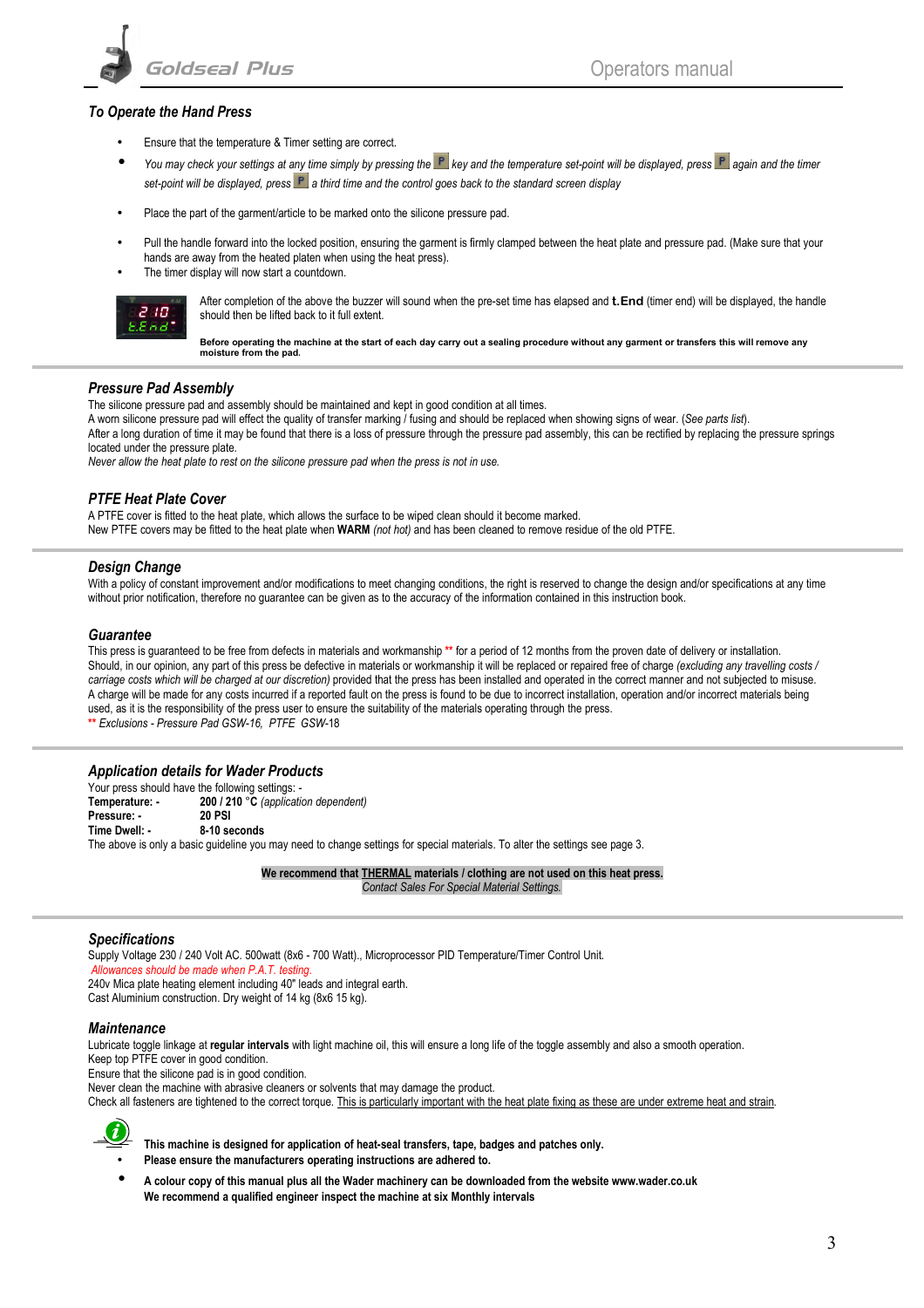### To Operate the Hand Press

- Ensure that the temperature & Timer setting are correct.
- *You may check your settings at any time simply by pressing the* P *key and the temperature set-point will be displayed, press* P *again and the timer set-point will be displayed, press* P *a third time and the control goes back to the standard screen display*
- Place the part of the garment/article to be marked onto the silicone pressure pad.
- Pull the handle forward into the locked position, ensuring the garment is firmly clamped between the heat plate and pressure pad. (Make sure that your hands are away from the heated platen when using the heat press).
- The timer display will now start a countdown.

After completion of the above the buzzer will sound when the pre-set time has elapsed and **t.End** (timer end) will be displayed, the handle should then be lifted back to it full extent.

**Before operating the machine at the start of each day carry out a sealing procedure without any garment or transfers this will remove any moisture from the pad.**

### Pressure Pad Assembly

The silicone pressure pad and assembly should be maintained and kept in good condition at all times.
A worn silicone pressure pad will effect the quality of transfer marking / fusing and should be replaced when showing signs of wear. (*See parts list*).
After a long duration of time it may be found that there is a loss of pressure through the pressure pad assembly, this can be rectified by replacing the pressure springs located under the pressure plate.
*Never allow the heat plate to rest on the silicone pressure pad when the press is not in use.*

### PTFE Heat Plate Cover

A PTFE cover is fitted to the heat plate, which allows the surface to be wiped clean should it become marked.
New PTFE covers may be fitted to the heat plate when **WARM** *(not hot)* and has been cleaned to remove residue of the old PTFE.

### Design Change

With a policy of constant improvement and/or modifications to meet changing conditions, the right is reserved to change the design and/or specifications at any time without prior notification, therefore no guarantee can be given as to the accuracy of the information contained in this instruction book.

### Guarantee

This press is guaranteed to be free from defects in materials and workmanship ** for a period of 12 months from the proven date of delivery or installation.
Should, in our opinion, any part of this press be defective in materials or workmanship it will be replaced or repaired free of charge *(excluding any travelling costs / carriage costs which will be charged at our discretion)* provided that the press has been installed and operated in the correct manner and not subjected to misuse.
A charge will be made for any costs incurred if a reported fault on the press is found to be due to incorrect installation, operation and/or incorrect materials being used, as it is the responsibility of the press user to ensure the suitability of the materials operating through the press.
** *Exclusions - Pressure Pad GSW-16, PTFE GSW*-18

### Application details for Wader Products

Your press should have the following settings: -
**Temperature: -** **200 / 210 °C** *(application dependent)*
**Pressure: -** **20 PSI**
**Time Dwell: -** **8-10 seconds**
The above is only a basic guideline you may need to change settings for special materials. To alter the settings see page 3.

**We recommend that THERMAL materials / clothing are not used on this heat press.**
*Contact Sales For Special Material Settings.*

### Specifications

Supply Voltage 230 / 240 Volt AC. 500watt (8x6 - 700 Watt)., Microprocessor PID Temperature/Timer Control Unit.
*Allowances should be made when P.A.T. testing.*
240v Mica plate heating element including 40" leads and integral earth.
Cast Aluminium construction. Dry weight of 14 kg (8x6 15 kg).

### Maintenance

Lubricate toggle linkage at **regular intervals** with light machine oil, this will ensure a long life of the toggle assembly and also a smooth operation.
Keep top PTFE cover in good condition.
Ensure that the silicone pad is in good condition.
Never clean the machine with abrasive cleaners or solvents that may damage the product.
Check all fasteners are tightened to the correct torque. This is particularly important with the heat plate fixing as these are under extreme heat and strain.

**This machine is designed for application of heat-seal transfers, tape, badges and patches only.**

- **Please ensure the manufacturers operating instructions are adhered to.**
- **A colour copy of this manual plus all the Wader machinery can be downloaded from the website www.wader.co.uk**
  **We recommend a qualified engineer inspect the machine at six Monthly intervals**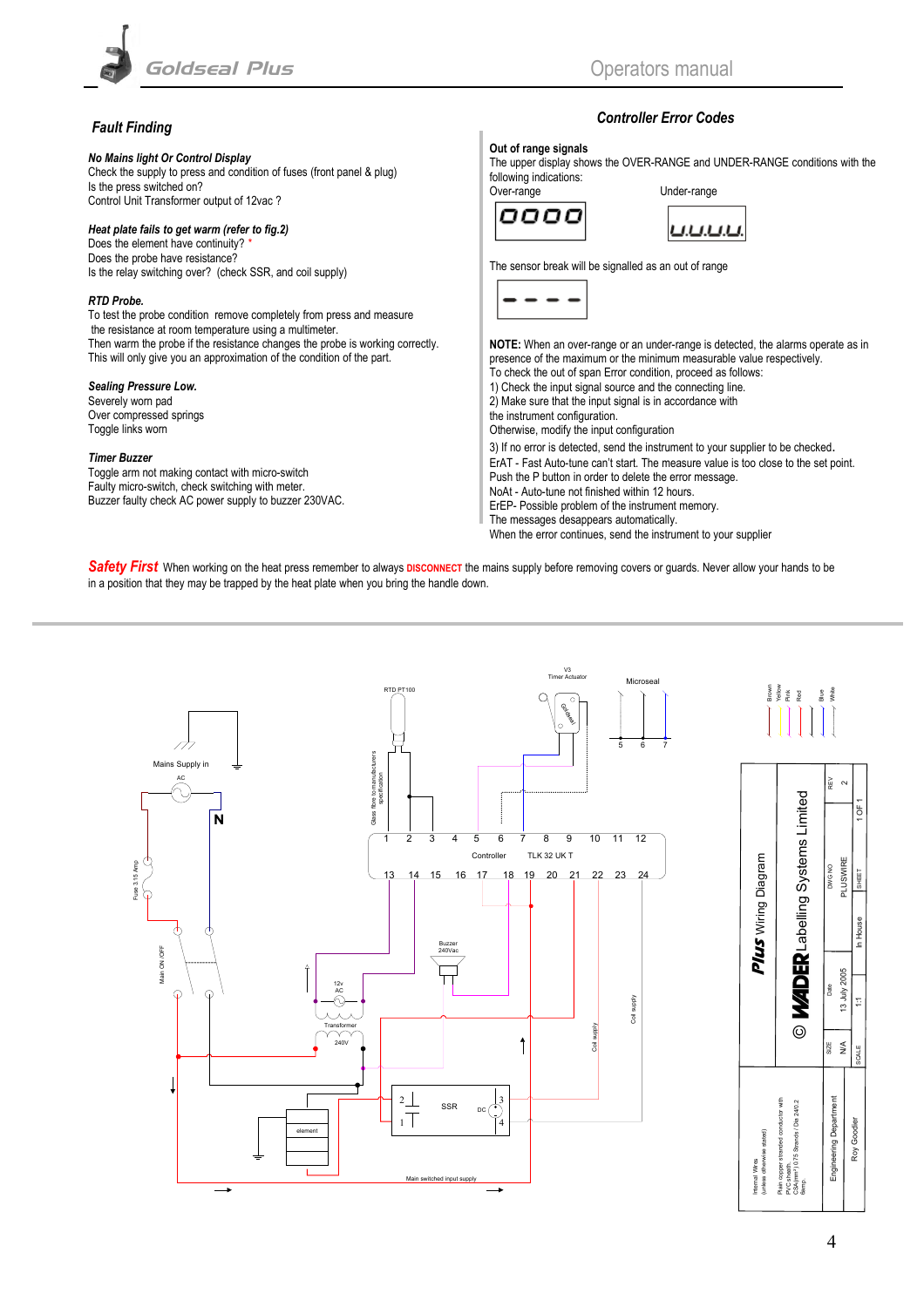## Fault Finding

***No Mains light Or Control Display***
Check the supply to press and condition of fuses (front panel & plug)
Is the press switched on?
Control Unit Transformer output of 12vac ?

***Heat plate fails to get warm (refer to fig.2)***
Does the element have continuity? *
Does the probe have resistance?
Is the relay switching over? (check SSR, and coil supply)

***RTD Probe.***
To test the probe condition remove completely from press and measure the resistance at room temperature using a multimeter.
Then warm the probe if the resistance changes the probe is working correctly.
This will only give you an approximation of the condition of the part.

***Sealing Pressure Low.***
Severely worn pad
Over compressed springs
Toggle links worn

***Timer Buzzer***
Toggle arm not making contact with micro-switch
Faulty micro-switch, check switching with meter.
Buzzer faulty check AC power supply to buzzer 230VAC.

## Controller Error Codes

**Out of range signals**
The upper display shows the OVER-RANGE and UNDER-RANGE conditions with the following indications:

Over-range: oooo

Under-range: u.u.u.u.

The sensor break will be signalled as an out of range

- - - -

**NOTE:** When an over-range or an under-range is detected, the alarms operate as in presence of the maximum or the minimum measurable value respectively.
To check the out of span Error condition, proceed as follows:
1) Check the input signal source and the connecting line.
2) Make sure that the input signal is in accordance with the instrument configuration.
Otherwise, modify the input configuration
3) If no error is detected, send the instrument to your supplier to be checked.
ErAT - Fast Auto-tune can't start. The measure value is too close to the set point.
Push the P button in order to delete the error message.
NoAt - Auto-tune not finished within 12 hours.
ErEP- Possible problem of the instrument memory.
The messages desappears automatically.
When the error continues, send the instrument to your supplier

***Safety First*** When working on the heat press remember to always **DISCONNECT** the mains supply before removing covers or guards. Never allow your hands to be in a position that they may be trapped by the heat plate when you bring the handle down.

Mains Supply in
AC
N
Fuse 3.15 Amp
Main ON /OFF
RTD PT100
Glass fibre to manufacturers specification
V3
Timer Actuator
Goldseal
Microseal
5 6 7
1 2 3 4 5 6 7 8 9 10 11 12
Controller
TLK 32 UK T
13 14 15 16 17 18 19 20 21 22 23 24
Buzzer
240Vac
12v
AC
Transformer
240V
Coil supply
Coil supply
element
SSR
DC
2 1 3 4
Main switched input supply

Brown
Yellow
Pink
Red
Blue
White

***Plus*** Wiring Diagram
© WADER Labelling Systems Limited

| | |
|---|---|
| REV | 2 |
| DWG NO | PLUSWIRE |
| SHEET | 1 OF 1 |
| Date | 13 July 2005 |
| SIZE | N/A |
| SCALE | 1:1 |
| | In House |

Internal Wires (unless otherwise stated)
Plain copper stranded conductor with PVC sheath.
CSA(mm²) 0.75 Strands / Dia 24/0.2
6amp.
Engineering Department
Roy Goodier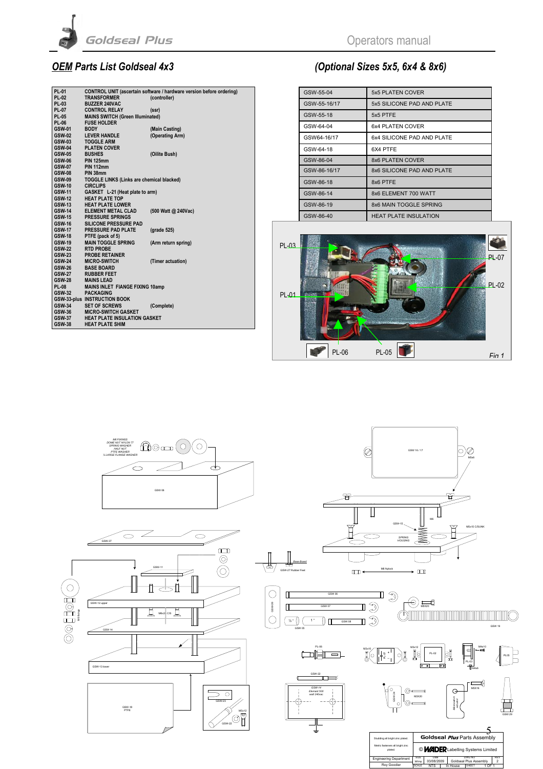## *OEM Parts List Goldseal 4x3*

| | | |
|---|---|---|
| PL-01 | CONTROL UNIT (ascertain software / hardware version before ordering) | |
| PL-02 | TRANSFORMER | (controller) |
| PL-03 | BUZZER 240VAC | |
| PL-07 | CONTROL RELAY | (ssr) |
| PL-05 | MAINS SWITCH (Green Illuminated) | |
| PL-06 | FUSE HOLDER | |
| GSW-01 | BODY | (Main Casting) |
| GSW-02 | LEVER HANDLE | (Operating Arm) |
| GSW-03 | TOGGLE ARM | |
| GSW-04 | PLATEN COVER | |
| GSW-05 | BUSHES | (Oilite Bush) |
| GSW-06 | PIN 125mm | |
| GSW-07 | PIN 112mm | |
| GSW-08 | PIN 38mm | |
| GSW-09 | TOGGLE LINKS (Links are chemical blacked) | |
| GSW-10 | CIRCLIPS | |
| GSW-11 | GASKET L-21 (Heat plate to arm) | |
| GSW-12 | HEAT PLATE TOP | |
| GSW-13 | HEAT PLATE LOWER | |
| GSW-14 | ELEMENT METAL CLAD | (500 Watt @ 240Vac) |
| GSW-15 | PRESSURE SPRINGS | |
| GSW-16 | SILICONE PRESSURE PAD | |
| GSW-17 | PRESSURE PAD PLATE | (grade 525) |
| GSW-18 | PTFE (pack of 5) | |
| GSW-19 | MAIN TOGGLE SPRING | (Arm return spring) |
| GSW-22 | RTD PROBE | |
| GSW-23 | PROBE RETAINER | |
| GSW-24 | MICRO-SWITCH | (Timer actuation) |
| GSW-26 | BASE BOARD | |
| GSW-27 | RUBBER FEET | |
| GSW-28 | MAINS LEAD | |
| PL-08 | MAINS INLET FIANGE FIXING 10amp | |
| GSW-32 | PACKAGING | |
| GSW-33-plus | INSTRUCTION BOOK | |
| GSW-34 | SET OF SCREWS | (Complete) |
| GSW-36 | MICRO-SWITCH GASKET | |
| GSW-37 | HEAT PLATE INSULATION GASKET | |
| GSW-38 | HEAT PLATE SHIM | |

## *(Optional Sizes 5x5, 6x4 & 8x6)*

| | |
|---|---|
| GSW-55-04 | 5x5 PLATEN COVER |
| GSW-55-16/17 | 5x5 SILICONE PAD AND PLATE |
| GSW-55-18 | 5x5 PTFE |
| GSW-64-04 | 6x4 PLATEN COVER |
| GSW64-16/17 | 6x4 SILICONE PAD AND PLATE |
| GSW-64-18 | 6X4 PTFE |
| GSW-86-04 | 8x6 PLATEN COVER |
| GSW-86-16/17 | 8x6 SILICONE PAD AND PLATE |
| GSW-86-18 | 8x6 PTFE |
| GSW-86-14 | 8x6 ELEMENT 700 WATT |
| GSW-86-19 | 8x6 MAIN TOGGLE SPRING |
| GSW-86-40 | HEAT PLATE INSULATION |

PL-03
PL-01
PL-07
PL-02
PL-06
PL-05

Fig 1

Studding all bright zinc plated.
Metric fasteners all bright zinc plated.

Goldseal *Plus* Parts Assembly

© WADER Labelling Systems Limited

Engineering Department — Roy Goodier — Mfmg — 03/08/2009 — Goldseal Plus Assembly — REV 2 — SCALE NTS — In House — SHEET 1 OF 1